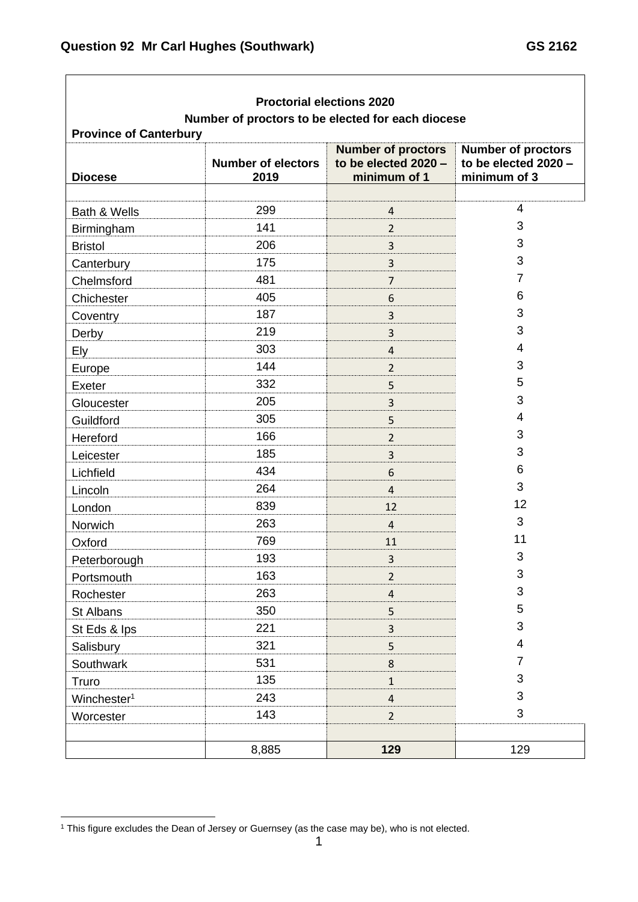**Question 92 Mr Carl Hughes (Southwark) GS 2162**

**Proctorial elections 2020**

**Number of proctors to be elected for each diocese**

**Province of Canterbury**

| Diocese | Number of electors 2019 | Number of proctors to be elected 2020 – minimum of 1 | Number of proctors to be elected 2020 – minimum of 3 |
|---|---|---|---|
| Bath & Wells | 299 | 4 | 4 |
| Birmingham | 141 | 2 | 3 |
| Bristol | 206 | 3 | 3 |
| Canterbury | 175 | 3 | 3 |
| Chelmsford | 481 | 7 | 7 |
| Chichester | 405 | 6 | 6 |
| Coventry | 187 | 3 | 3 |
| Derby | 219 | 3 | 3 |
| Ely | 303 | 4 | 4 |
| Europe | 144 | 2 | 3 |
| Exeter | 332 | 5 | 5 |
| Gloucester | 205 | 3 | 3 |
| Guildford | 305 | 5 | 4 |
| Hereford | 166 | 2 | 3 |
| Leicester | 185 | 3 | 3 |
| Lichfield | 434 | 6 | 6 |
| Lincoln | 264 | 4 | 3 |
| London | 839 | 12 | 12 |
| Norwich | 263 | 4 | 3 |
| Oxford | 769 | 11 | 11 |
| Peterborough | 193 | 3 | 3 |
| Portsmouth | 163 | 2 | 3 |
| Rochester | 263 | 4 | 3 |
| St Albans | 350 | 5 | 5 |
| St Eds & Ips | 221 | 3 | 3 |
| Salisbury | 321 | 5 | 4 |
| Southwark | 531 | 8 | 7 |
| Truro | 135 | 1 | 3 |
| Winchester[1] | 243 | 4 | 3 |
| Worcester | 143 | 2 | 3 |
| | 8,885 | **129** | 129 |

[1] This figure excludes the Dean of Jersey or Guernsey (as the case may be), who is not elected.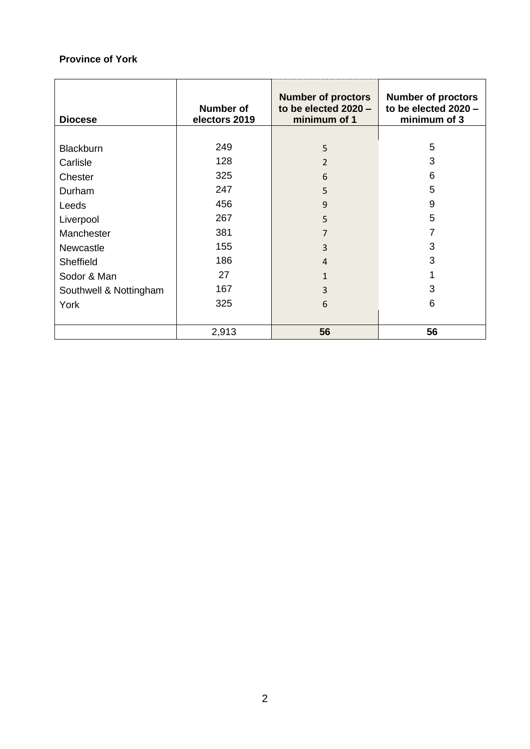**Province of York**

| Diocese | Number of electors 2019 | Number of proctors to be elected 2020 – minimum of 1 | Number of proctors to be elected 2020 – minimum of 3 |
|---|---|---|---|
| Blackburn | 249 | 5 | 5 |
| Carlisle | 128 | 2 | 3 |
| Chester | 325 | 6 | 6 |
| Durham | 247 | 5 | 5 |
| Leeds | 456 | 9 | 9 |
| Liverpool | 267 | 5 | 5 |
| Manchester | 381 | 7 | 7 |
| Newcastle | 155 | 3 | 3 |
| Sheffield | 186 | 4 | 3 |
| Sodor & Man | 27 | 1 | 1 |
| Southwell & Nottingham | 167 | 3 | 3 |
| York | 325 | 6 | 6 |
| | 2,913 | **56** | **56** |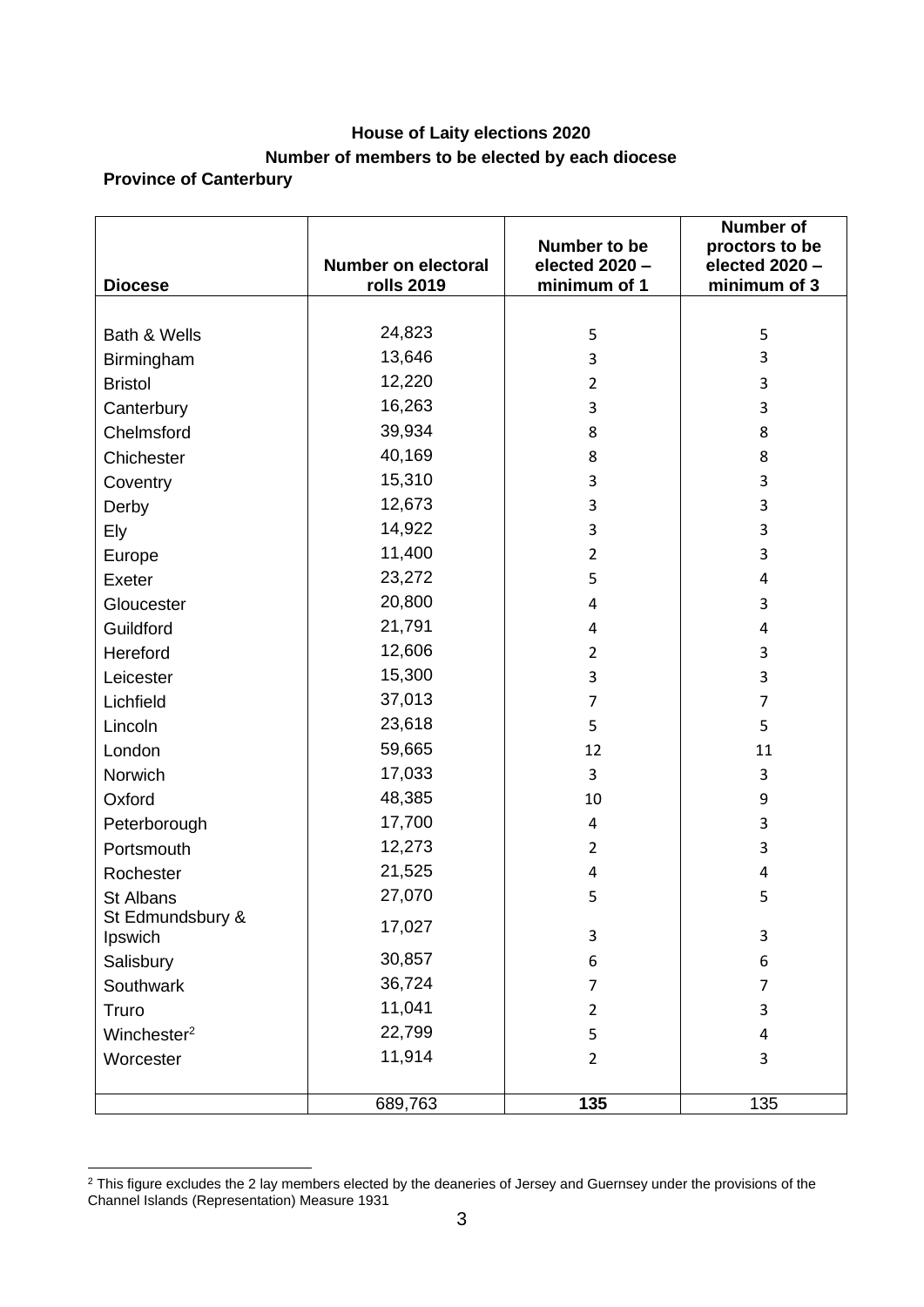**House of Laity elections 2020**

**Number of members to be elected by each diocese**

**Province of Canterbury**

| Diocese | Number on electoral rolls 2019 | Number to be elected 2020 – minimum of 1 | Number of proctors to be elected 2020 – minimum of 3 |
|---|---|---|---|
| Bath & Wells | 24,823 | 5 | 5 |
| Birmingham | 13,646 | 3 | 3 |
| Bristol | 12,220 | 2 | 3 |
| Canterbury | 16,263 | 3 | 3 |
| Chelmsford | 39,934 | 8 | 8 |
| Chichester | 40,169 | 8 | 8 |
| Coventry | 15,310 | 3 | 3 |
| Derby | 12,673 | 3 | 3 |
| Ely | 14,922 | 3 | 3 |
| Europe | 11,400 | 2 | 3 |
| Exeter | 23,272 | 5 | 4 |
| Gloucester | 20,800 | 4 | 3 |
| Guildford | 21,791 | 4 | 4 |
| Hereford | 12,606 | 2 | 3 |
| Leicester | 15,300 | 3 | 3 |
| Lichfield | 37,013 | 7 | 7 |
| Lincoln | 23,618 | 5 | 5 |
| London | 59,665 | 12 | 11 |
| Norwich | 17,033 | 3 | 3 |
| Oxford | 48,385 | 10 | 9 |
| Peterborough | 17,700 | 4 | 3 |
| Portsmouth | 12,273 | 2 | 3 |
| Rochester | 21,525 | 4 | 4 |
| St Albans | 27,070 | 5 | 5 |
| St Edmundsbury & Ipswich | 17,027 | 3 | 3 |
| Salisbury | 30,857 | 6 | 6 |
| Southwark | 36,724 | 7 | 7 |
| Truro | 11,041 | 2 | 3 |
| Winchester[2] | 22,799 | 5 | 4 |
| Worcester | 11,914 | 2 | 3 |
| | 689,763 | **135** | 135 |

[2] This figure excludes the 2 lay members elected by the deaneries of Jersey and Guernsey under the provisions of the Channel Islands (Representation) Measure 1931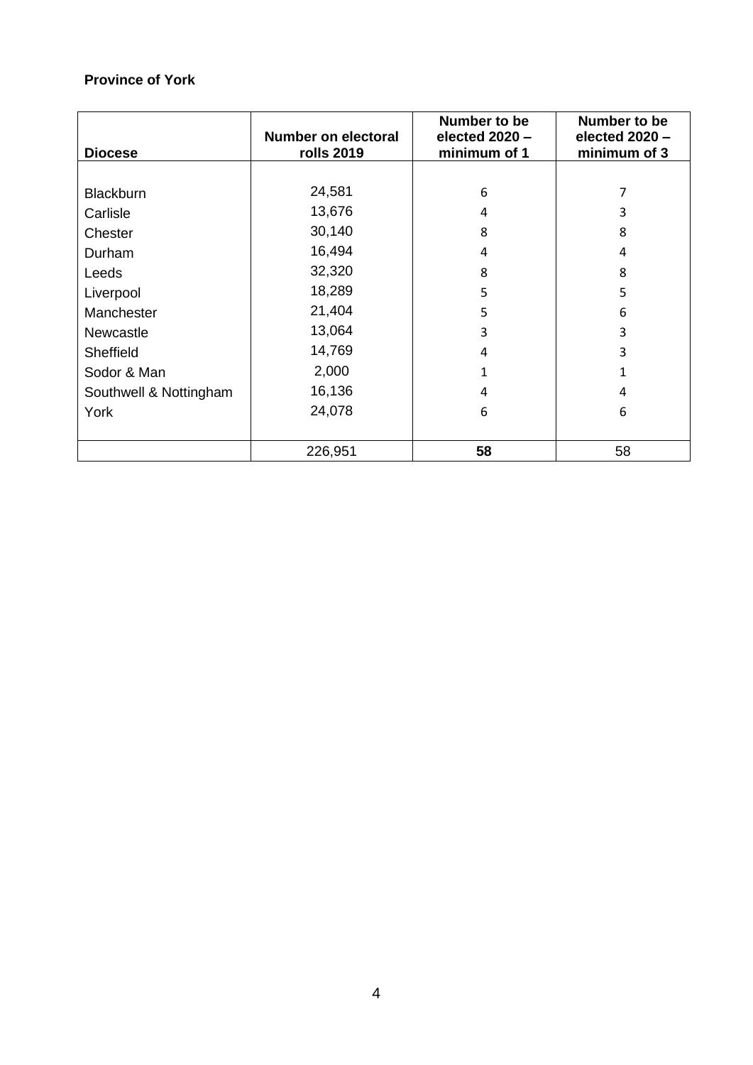**Province of York**

| Diocese | Number on electoral rolls 2019 | Number to be elected 2020 – minimum of 1 | Number to be elected 2020 – minimum of 3 |
|---|---|---|---|
| Blackburn | 24,581 | 6 | 7 |
| Carlisle | 13,676 | 4 | 3 |
| Chester | 30,140 | 8 | 8 |
| Durham | 16,494 | 4 | 4 |
| Leeds | 32,320 | 8 | 8 |
| Liverpool | 18,289 | 5 | 5 |
| Manchester | 21,404 | 5 | 6 |
| Newcastle | 13,064 | 3 | 3 |
| Sheffield | 14,769 | 4 | 3 |
| Sodor & Man | 2,000 | 1 | 1 |
| Southwell & Nottingham | 16,136 | 4 | 4 |
| York | 24,078 | 6 | 6 |
| | 226,951 | **58** | 58 |